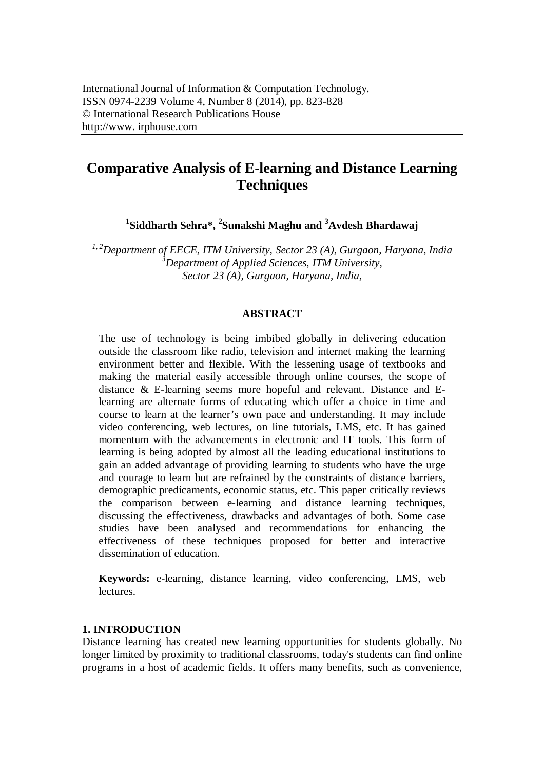International Journal of Information & Computation Technology.
ISSN 0974-2239 Volume 4, Number 8 (2014), pp. 823-828
© International Research Publications House
http://www. irphouse.com

# Comparative Analysis of E-learning and Distance Learning Techniques

**[1]Siddharth Sehra*, [2]Sunakshi Maghu and [3]Avdesh Bhardawaj**

*[1,2]Department of EECE, ITM University, Sector 23 (A), Gurgaon, Haryana, India*
*[3]Department of Applied Sciences, ITM University, Sector 23 (A), Gurgaon, Haryana, India,*

### ABSTRACT

The use of technology is being imbibed globally in delivering education outside the classroom like radio, television and internet making the learning environment better and flexible. With the lessening usage of textbooks and making the material easily accessible through online courses, the scope of distance & E-learning seems more hopeful and relevant. Distance and E-learning are alternate forms of educating which offer a choice in time and course to learn at the learner's own pace and understanding. It may include video conferencing, web lectures, on line tutorials, LMS, etc. It has gained momentum with the advancements in electronic and IT tools. This form of learning is being adopted by almost all the leading educational institutions to gain an added advantage of providing learning to students who have the urge and courage to learn but are refrained by the constraints of distance barriers, demographic predicaments, economic status, etc. This paper critically reviews the comparison between e-learning and distance learning techniques, discussing the effectiveness, drawbacks and advantages of both. Some case studies have been analysed and recommendations for enhancing the effectiveness of these techniques proposed for better and interactive dissemination of education.

**Keywords:** e-learning, distance learning, video conferencing, LMS, web lectures.

## 1. INTRODUCTION

Distance learning has created new learning opportunities for students globally. No longer limited by proximity to traditional classrooms, today's students can find online programs in a host of academic fields. It offers many benefits, such as convenience,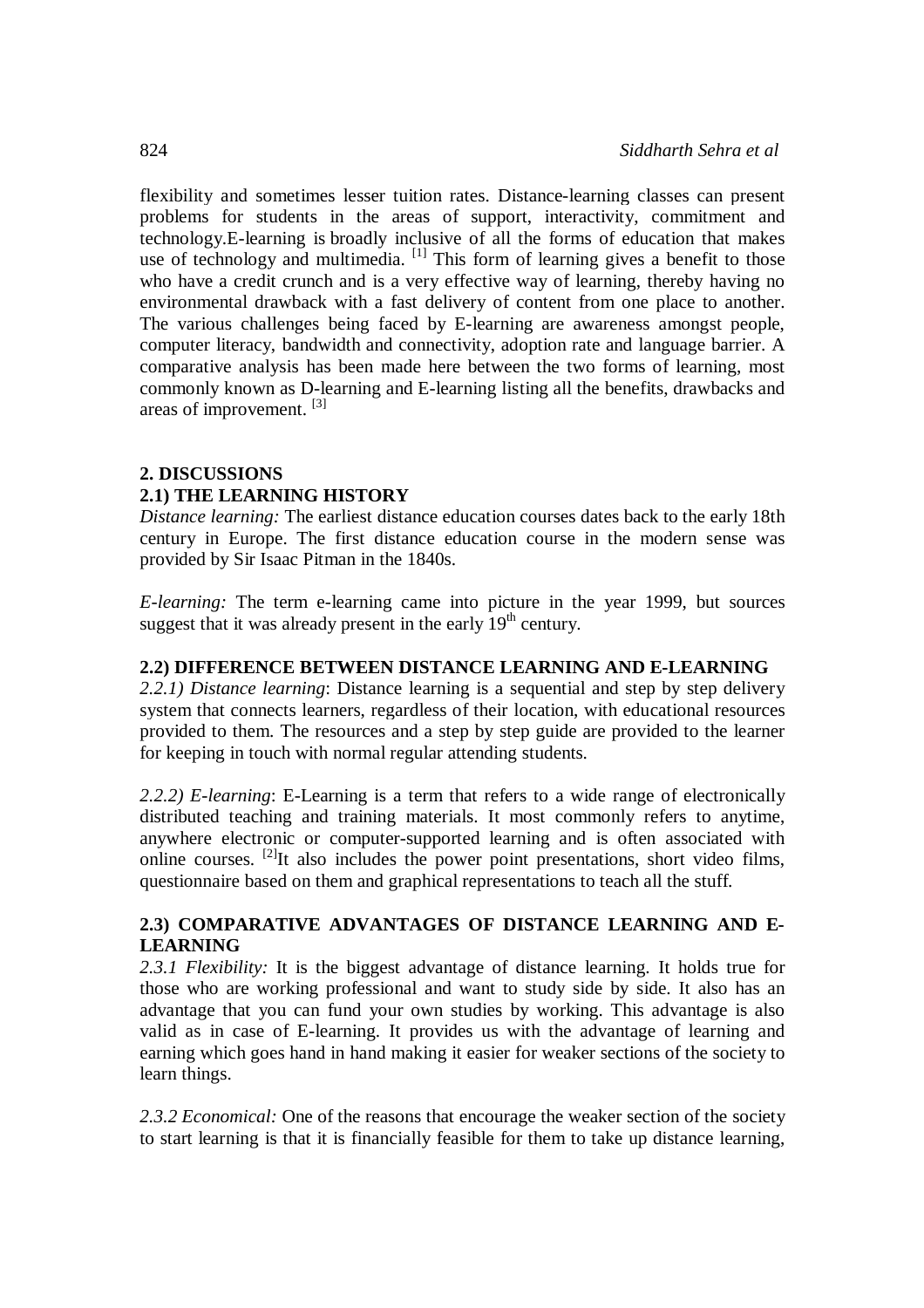flexibility and sometimes lesser tuition rates. Distance-learning classes can present problems for students in the areas of support, interactivity, commitment and technology.E-learning is broadly inclusive of all the forms of education that makes use of technology and multimedia. [1] This form of learning gives a benefit to those who have a credit crunch and is a very effective way of learning, thereby having no environmental drawback with a fast delivery of content from one place to another. The various challenges being faced by E-learning are awareness amongst people, computer literacy, bandwidth and connectivity, adoption rate and language barrier. A comparative analysis has been made here between the two forms of learning, most commonly known as D-learning and E-learning listing all the benefits, drawbacks and areas of improvement. [3]

## 2. DISCUSSIONS

### 2.1) THE LEARNING HISTORY

*Distance learning:* The earliest distance education courses dates back to the early 18th century in Europe. The first distance education course in the modern sense was provided by Sir Isaac Pitman in the 1840s.

*E-learning:* The term e-learning came into picture in the year 1999, but sources suggest that it was already present in the early 19th century.

### 2.2) DIFFERENCE BETWEEN DISTANCE LEARNING AND E-LEARNING

*2.2.1) Distance learning*: Distance learning is a sequential and step by step delivery system that connects learners, regardless of their location, with educational resources provided to them. The resources and a step by step guide are provided to the learner for keeping in touch with normal regular attending students.

*2.2.2) E-learning*: E-Learning is a term that refers to a wide range of electronically distributed teaching and training materials. It most commonly refers to anytime, anywhere electronic or computer-supported learning and is often associated with online courses. [2]It also includes the power point presentations, short video films, questionnaire based on them and graphical representations to teach all the stuff.

### 2.3) COMPARATIVE ADVANTAGES OF DISTANCE LEARNING AND E-LEARNING

*2.3.1 Flexibility:* It is the biggest advantage of distance learning. It holds true for those who are working professional and want to study side by side. It also has an advantage that you can fund your own studies by working. This advantage is also valid as in case of E-learning. It provides us with the advantage of learning and earning which goes hand in hand making it easier for weaker sections of the society to learn things.

*2.3.2 Economical:* One of the reasons that encourage the weaker section of the society to start learning is that it is financially feasible for them to take up distance learning,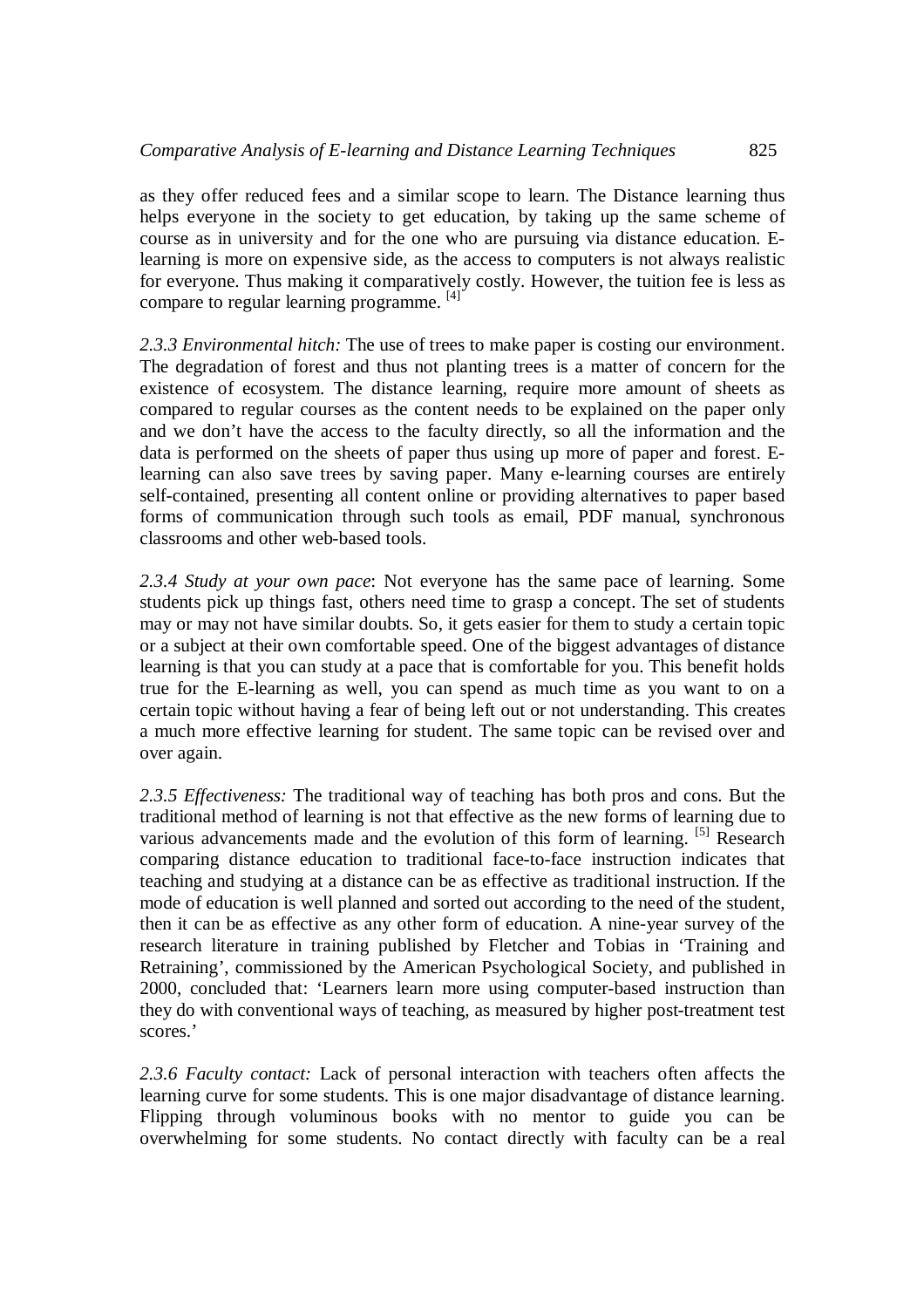as they offer reduced fees and a similar scope to learn. The Distance learning thus helps everyone in the society to get education, by taking up the same scheme of course as in university and for the one who are pursuing via distance education. E-learning is more on expensive side, as the access to computers is not always realistic for everyone. Thus making it comparatively costly. However, the tuition fee is less as compare to regular learning programme. [4]

*2.3.3 Environmental hitch:* The use of trees to make paper is costing our environment. The degradation of forest and thus not planting trees is a matter of concern for the existence of ecosystem. The distance learning, require more amount of sheets as compared to regular courses as the content needs to be explained on the paper only and we don't have the access to the faculty directly, so all the information and the data is performed on the sheets of paper thus using up more of paper and forest. E-learning can also save trees by saving paper. Many e-learning courses are entirely self-contained, presenting all content online or providing alternatives to paper based forms of communication through such tools as email, PDF manual, synchronous classrooms and other web-based tools.

*2.3.4 Study at your own pace*: Not everyone has the same pace of learning. Some students pick up things fast, others need time to grasp a concept. The set of students may or may not have similar doubts. So, it gets easier for them to study a certain topic or a subject at their own comfortable speed. One of the biggest advantages of distance learning is that you can study at a pace that is comfortable for you. This benefit holds true for the E-learning as well, you can spend as much time as you want to on a certain topic without having a fear of being left out or not understanding. This creates a much more effective learning for student. The same topic can be revised over and over again.

*2.3.5 Effectiveness:* The traditional way of teaching has both pros and cons. But the traditional method of learning is not that effective as the new forms of learning due to various advancements made and the evolution of this form of learning. [5] Research comparing distance education to traditional face-to-face instruction indicates that teaching and studying at a distance can be as effective as traditional instruction. If the mode of education is well planned and sorted out according to the need of the student, then it can be as effective as any other form of education. A nine-year survey of the research literature in training published by Fletcher and Tobias in 'Training and Retraining', commissioned by the American Psychological Society, and published in 2000, concluded that: 'Learners learn more using computer-based instruction than they do with conventional ways of teaching, as measured by higher post-treatment test scores.'

*2.3.6 Faculty contact:* Lack of personal interaction with teachers often affects the learning curve for some students. This is one major disadvantage of distance learning. Flipping through voluminous books with no mentor to guide you can be overwhelming for some students. No contact directly with faculty can be a real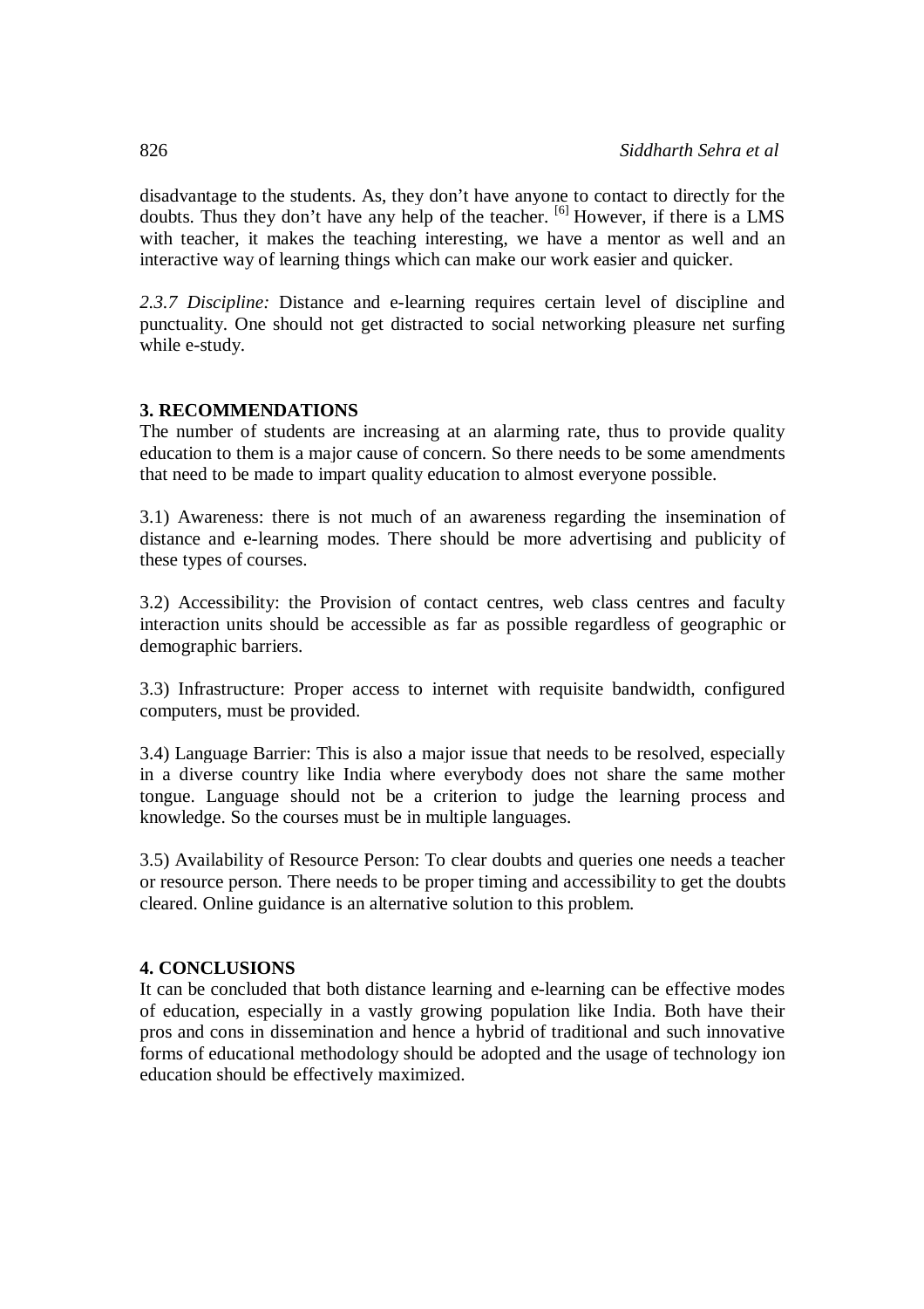disadvantage to the students. As, they don't have anyone to contact to directly for the doubts. Thus they don't have any help of the teacher. [6] However, if there is a LMS with teacher, it makes the teaching interesting, we have a mentor as well and an interactive way of learning things which can make our work easier and quicker.

*2.3.7 Discipline:* Distance and e-learning requires certain level of discipline and punctuality. One should not get distracted to social networking pleasure net surfing while e-study.

## 3. RECOMMENDATIONS

The number of students are increasing at an alarming rate, thus to provide quality education to them is a major cause of concern. So there needs to be some amendments that need to be made to impart quality education to almost everyone possible.

3.1) Awareness: there is not much of an awareness regarding the insemination of distance and e-learning modes. There should be more advertising and publicity of these types of courses.

3.2) Accessibility: the Provision of contact centres, web class centres and faculty interaction units should be accessible as far as possible regardless of geographic or demographic barriers.

3.3) Infrastructure: Proper access to internet with requisite bandwidth, configured computers, must be provided.

3.4) Language Barrier: This is also a major issue that needs to be resolved, especially in a diverse country like India where everybody does not share the same mother tongue. Language should not be a criterion to judge the learning process and knowledge. So the courses must be in multiple languages.

3.5) Availability of Resource Person: To clear doubts and queries one needs a teacher or resource person. There needs to be proper timing and accessibility to get the doubts cleared. Online guidance is an alternative solution to this problem.

## 4. CONCLUSIONS

It can be concluded that both distance learning and e-learning can be effective modes of education, especially in a vastly growing population like India. Both have their pros and cons in dissemination and hence a hybrid of traditional and such innovative forms of educational methodology should be adopted and the usage of technology ion education should be effectively maximized.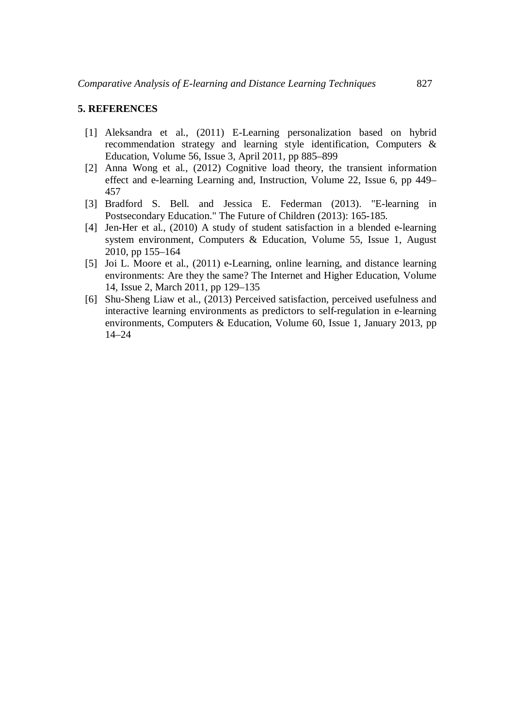## 5. REFERENCES

[1] Aleksandra et al., (2011) E-Learning personalization based on hybrid recommendation strategy and learning style identification, Computers & Education, Volume 56, Issue 3, April 2011, pp 885–899

[2] Anna Wong et al., (2012) Cognitive load theory, the transient information effect and e-learning Learning and, Instruction, Volume 22, Issue 6, pp 449–457

[3] Bradford S. Bell. and Jessica E. Federman (2013). "E-learning in Postsecondary Education." The Future of Children (2013): 165-185.

[4] Jen-Her et al., (2010) A study of student satisfaction in a blended e-learning system environment, Computers & Education, Volume 55, Issue 1, August 2010, pp 155–164

[5] Joi L. Moore et al., (2011) e-Learning, online learning, and distance learning environments: Are they the same? The Internet and Higher Education, Volume 14, Issue 2, March 2011, pp 129–135

[6] Shu-Sheng Liaw et al., (2013) Perceived satisfaction, perceived usefulness and interactive learning environments as predictors to self-regulation in e-learning environments, Computers & Education, Volume 60, Issue 1, January 2013, pp 14–24